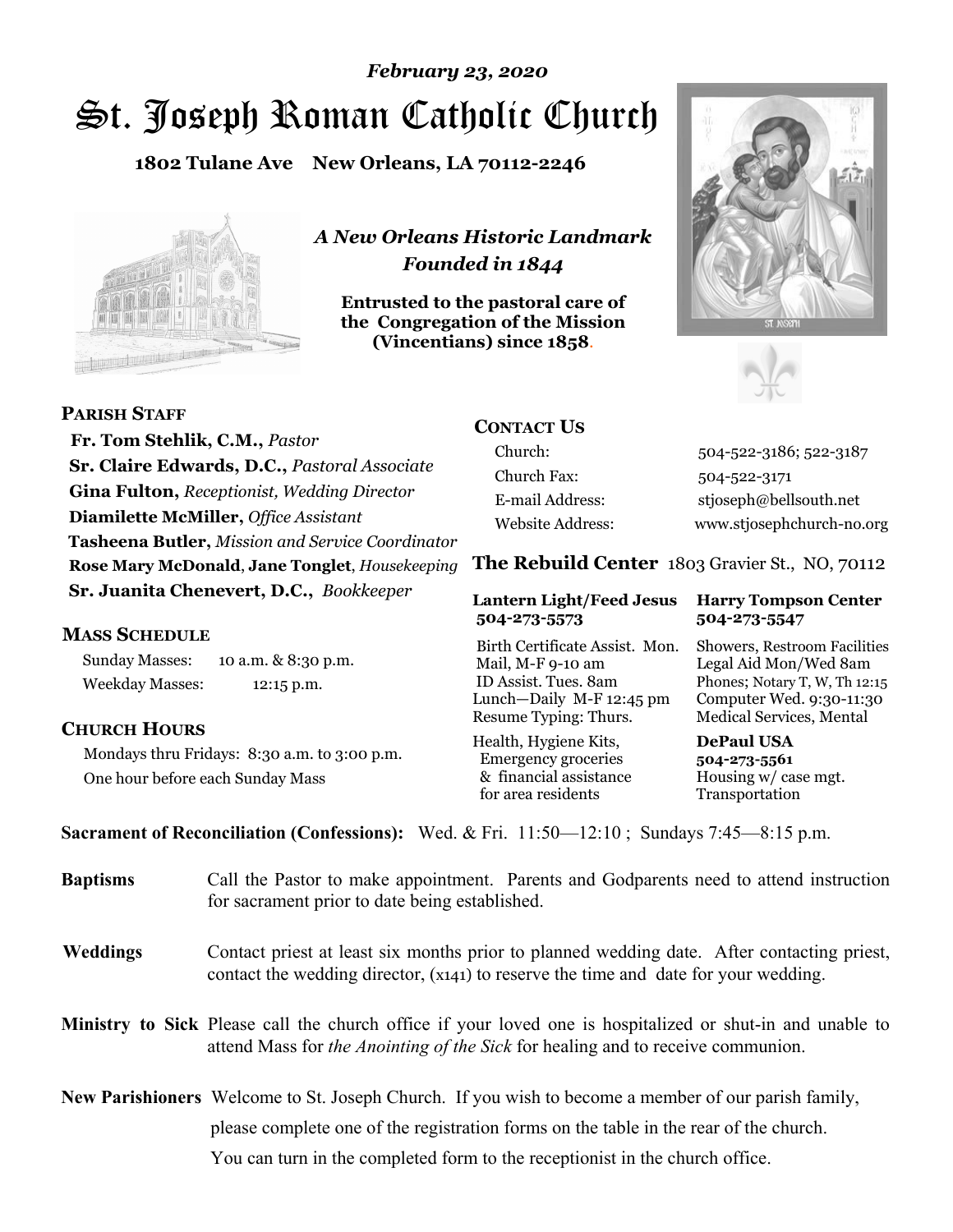*February 23, 2020*

# St. Joseph Roman Catholic Church

**1802 Tulane Ave New Orleans, LA 70112-2246**

*A New Orleans Historic Landmark*
*Founded in 1844*

**Entrusted to the pastoral care of the Congregation of the Mission (Vincentians) since 1858.**

## PARISH STAFF

**Fr. Tom Stehlik, C.M.,** *Pastor*
**Sr. Claire Edwards, D.C.,** *Pastoral Associate*
**Gina Fulton,** *Receptionist, Wedding Director*
**Diamilette McMiller,** *Office Assistant*
**Tasheena Butler,** *Mission and Service Coordinator*
**Rose Mary McDonald**, **Jane Tonglet**, *Housekeeping*
**Sr. Juanita Chenevert, D.C.,** *Bookkeeper*

## MASS SCHEDULE

Sunday Masses: 10 a.m. & 8:30 p.m.
Weekday Masses: 12:15 p.m.

## CHURCH HOURS

Mondays thru Fridays: 8:30 a.m. to 3:00 p.m.
One hour before each Sunday Mass

## CONTACT US

| | |
|---|---|
| Church: | 504-522-3186; 522-3187 |
| Church Fax: | 504-522-3171 |
| E-mail Address: | stjoseph@bellsouth.net |
| Website Address: | www.stjosephchurch-no.org |

## The Rebuild Center 1803 Gravier St., NO, 70112

| **Lantern Light/Feed Jesus 504-273-5573** | **Harry Tompson Center 504-273-5547** |
|---|---|
| Birth Certificate Assist. Mon. Mail, M-F 9-10 am ID Assist. Tues. 8am Lunch—Daily M-F 12:45 pm Resume Typing: Thurs. | Showers, Restroom Facilities Legal Aid Mon/Wed 8am Phones; Notary T, W, Th 12:15 Computer Wed. 9:30-11:30 Medical Services, Mental |
| Health, Hygiene Kits, Emergency groceries & financial assistance for area residents | **DePaul USA 504-273-5561** Housing w/ case mgt. Transportation |

**Sacrament of Reconciliation (Confessions):** Wed. & Fri. 11:50—12:10 ; Sundays 7:45—8:15 p.m.

**Baptisms** Call the Pastor to make appointment. Parents and Godparents need to attend instruction for sacrament prior to date being established.

**Weddings** Contact priest at least six months prior to planned wedding date. After contacting priest, contact the wedding director, (x141) to reserve the time and date for your wedding.

**Ministry to Sick** Please call the church office if your loved one is hospitalized or shut-in and unable to attend Mass for *the Anointing of the Sick* for healing and to receive communion.

**New Parishioners** Welcome to St. Joseph Church. If you wish to become a member of our parish family, please complete one of the registration forms on the table in the rear of the church. You can turn in the completed form to the receptionist in the church office.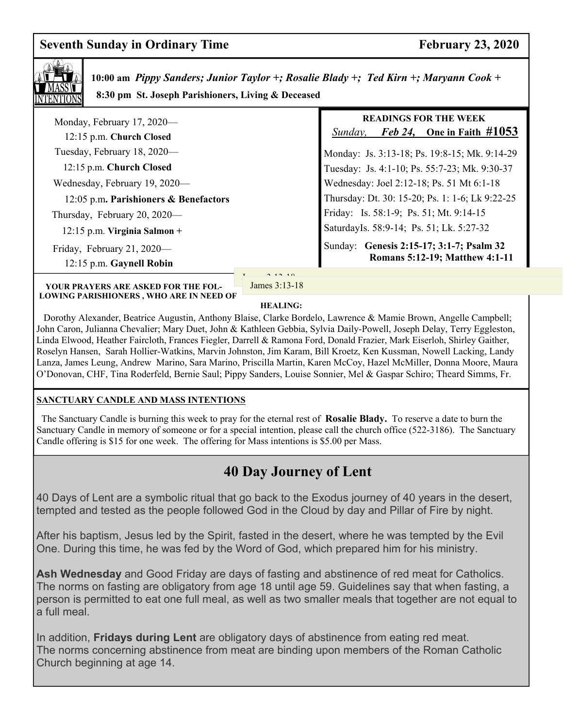**Seventh Sunday in Ordinary Time** **February 23, 2020**

MASS INTENTIONS

**10:00 am** ***Pippy Sanders; Junior Taylor +; Rosalie Blady +; Ted Kirn +; Maryann Cook +***

**8:30 pm St. Joseph Parishioners, Living & Deceased**

Monday, February 17, 2020—
12:15 p.m. **Church Closed**

Tuesday, February 18, 2020—
12:15 p.m. **Church Closed**

Wednesday, February 19, 2020—
12:05 p.m**. Parishioners & Benefactors**

Thursday, February 20, 2020—
12:15 p.m. **Virginia Salmon +**

Friday, February 21, 2020—
12:15 p.m. **Gaynell Robin**

**READINGS FOR THE WEEK**

*Sunday,* ***Feb 24,*** **One in Faith #1053**

Monday: Js. 3:13-18; Ps. 19:8-15; Mk. 9:14-29
Tuesday: Js. 4:1-10; Ps. 55:7-23; Mk. 9:30-37
Wednesday: Joel 2:12-18; Ps. 51 Mt 6:1-18
Thursday: Dt. 30: 15-20; Ps. 1: 1-6; Lk 9:22-25
Friday: Is. 58:1-9; Ps. 51; Mt. 9:14-15
SaturdayIs. 58:9-14; Ps. 51; Lk. 5:27-32
Sunday: **Genesis 2:15-17; 3:1-7; Psalm 32 Romans 5:12-19; Matthew 4:1-11**

James 3:13-18

**YOUR PRAYERS ARE ASKED FOR THE FOLLOWING PARISHIONERS , WHO ARE IN NEED OF HEALING:**

Dorothy Alexander, Beatrice Augustin, Anthony Blaise, Clarke Bordelo, Lawrence & Mamie Brown, Angelle Campbell; John Caron, Julianna Chevalier; Mary Duet, John & Kathleen Gebbia, Sylvia Daily-Powell, Joseph Delay, Terry Eggleston, Linda Elwood, Heather Faircloth, Frances Fiegler, Darrell & Ramona Ford, Donald Frazier, Mark Eiserloh, Shirley Gaither, Roselyn Hansen, Sarah Hollier-Watkins, Marvin Johnston, Jim Karam, Bill Kroetz, Ken Kussman, Nowell Lacking, Landy Lanza, James Leung, Andrew Marino, Sara Marino, Priscilla Martin, Karen McCoy, Hazel McMiller, Donna Moore, Maura O'Donovan, CHF, Tina Roderfeld, Bernie Saul; Pippy Sanders, Louise Sonnier, Mel & Gaspar Schiro; Theard Simms, Fr.

**SANCTUARY CANDLE AND MASS INTENTIONS**

The Sanctuary Candle is burning this week to pray for the eternal rest of **Rosalie Blady.** To reserve a date to burn the Sanctuary Candle in memory of someone or for a special intention, please call the church office (522-3186). The Sanctuary Candle offering is $15 for one week. The offering for Mass intentions is $5.00 per Mass.

## 40 Day Journey of Lent

40 Days of Lent are a symbolic ritual that go back to the Exodus journey of 40 years in the desert, tempted and tested as the people followed God in the Cloud by day and Pillar of Fire by night.

After his baptism, Jesus led by the Spirit, fasted in the desert, where he was tempted by the Evil One. During this time, he was fed by the Word of God, which prepared him for his ministry.

**Ash Wednesday** and Good Friday are days of fasting and abstinence of red meat for Catholics. The norms on fasting are obligatory from age 18 until age 59. Guidelines say that when fasting, a person is permitted to eat one full meal, as well as two smaller meals that together are not equal to a full meal.

In addition, **Fridays during Lent** are obligatory days of abstinence from eating red meat. The norms concerning abstinence from meat are binding upon members of the Roman Catholic Church beginning at age 14.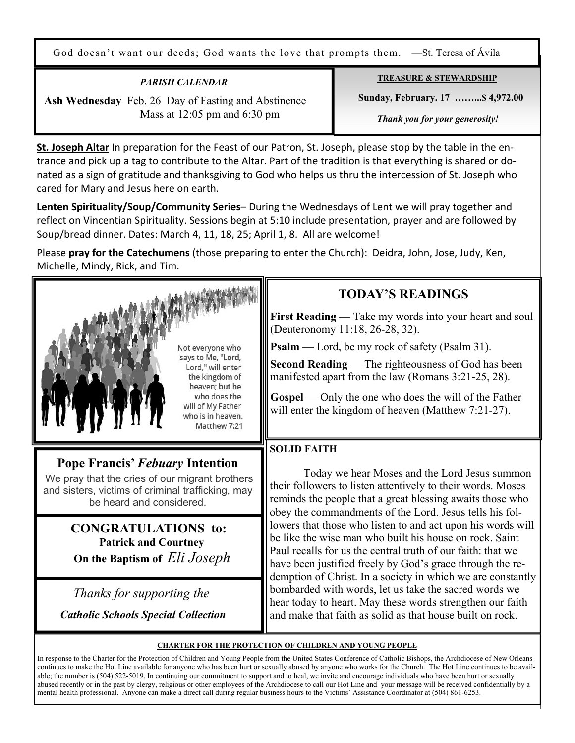God doesn't want our deeds; God wants the love that prompts them. —St. Teresa of Ávila

*PARISH CALENDAR*

**Ash Wednesday** Feb. 26 Day of Fasting and Abstinence
Mass at 12:05 pm and 6:30 pm

**TREASURE & STEWARDSHIP**

**Sunday, February. 17 ……..$ 4,972.00**

***Thank you for your generosity!***

**St. Joseph Altar** In preparation for the Feast of our Patron, St. Joseph, please stop by the table in the entrance and pick up a tag to contribute to the Altar. Part of the tradition is that everything is shared or donated as a sign of gratitude and thanksgiving to God who helps us thru the intercession of St. Joseph who cared for Mary and Jesus here on earth.

**Lenten Spirituality/Soup/Community Series**– During the Wednesdays of Lent we will pray together and reflect on Vincentian Spirituality. Sessions begin at 5:10 include presentation, prayer and are followed by Soup/bread dinner. Dates: March 4, 11, 18, 25; April 1, 8. All are welcome!

Please **pray for the Catechumens** (those preparing to enter the Church): Deidra, John, Jose, Judy, Ken, Michelle, Mindy, Rick, and Tim.

Not everyone who says to Me, "Lord, Lord," will enter the kingdom of heaven; but he who does the will of My Father who is in heaven. Matthew 7:21

## TODAY'S READINGS

**First Reading** — Take my words into your heart and soul (Deuteronomy 11:18, 26-28, 32).

**Psalm** — Lord, be my rock of safety (Psalm 31).

**Second Reading** — The righteousness of God has been manifested apart from the law (Romans 3:21-25, 28).

**Gospel** — Only the one who does the will of the Father will enter the kingdom of heaven (Matthew 7:21-27).

## Pope Francis' *Febuary* Intention

We pray that the cries of our migrant brothers and sisters, victims of criminal trafficking, may be heard and considered.

## CONGRATULATIONS to:

**Patrick and Courtney**

**On the Baptism of** *Eli Joseph*

*Thanks for supporting the*

***Catholic Schools Special Collection***

**SOLID FAITH**

Today we hear Moses and the Lord Jesus summon their followers to listen attentively to their words. Moses reminds the people that a great blessing awaits those who obey the commandments of the Lord. Jesus tells his followers that those who listen to and act upon his words will be like the wise man who built his house on rock. Saint Paul recalls for us the central truth of our faith: that we have been justified freely by God's grace through the redemption of Christ. In a society in which we are constantly bombarded with words, let us take the sacred words we hear today to heart. May these words strengthen our faith and make that faith as solid as that house built on rock.

**CHARTER FOR THE PROTECTION OF CHILDREN AND YOUNG PEOPLE**

In response to the Charter for the Protection of Children and Young People from the United States Conference of Catholic Bishops, the Archdiocese of New Orleans continues to make the Hot Line available for anyone who has been hurt or sexually abused by anyone who works for the Church. The Hot Line continues to be available; the number is (504) 522-5019. In continuing our commitment to support and to heal, we invite and encourage individuals who have been hurt or sexually abused recently or in the past by clergy, religious or other employees of the Archdiocese to call our Hot Line and your message will be received confidentially by a mental health professional. Anyone can make a direct call during regular business hours to the Victims' Assistance Coordinator at (504) 861-6253.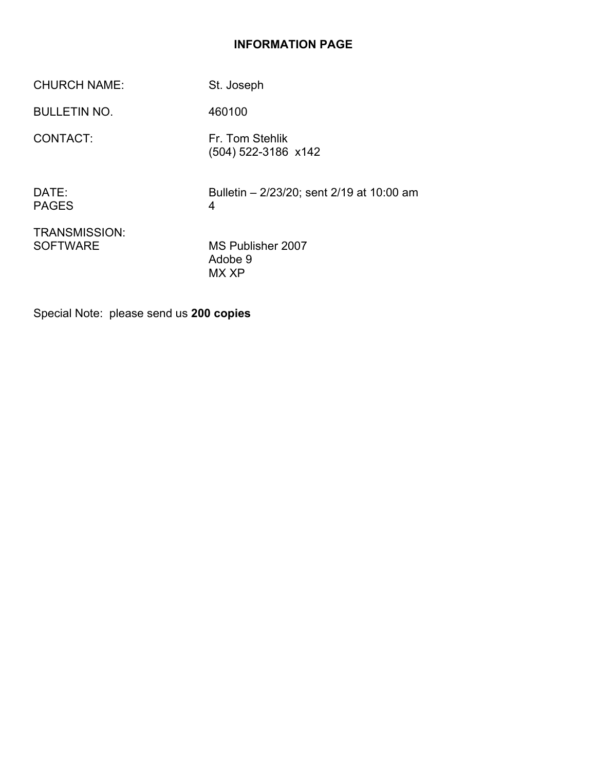# INFORMATION PAGE

| | |
|---|---|
| CHURCH NAME: | St. Joseph |
| BULLETIN NO. | 460100 |
| CONTACT: | Fr. Tom Stehlik<br>(504) 522-3186 x142 |
| DATE:<br>PAGES | Bulletin – 2/23/20; sent 2/19 at 10:00 am<br>4 |
| TRANSMISSION:<br>SOFTWARE | MS Publisher 2007<br>Adobe 9<br>MX XP |

Special Note: please send us **200 copies**